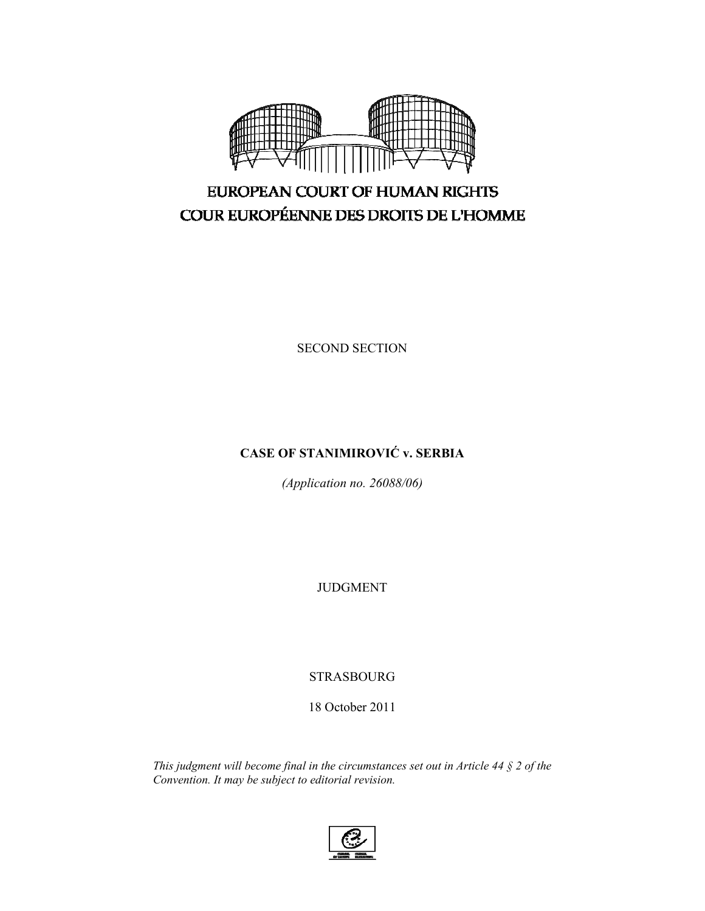EUROPEAN COURT OF HUMAN RIGHTS

COUR EUROPÉENNE DES DROITS DE L'HOMME

SECOND SECTION

**CASE OF STANIMIROVIĆ v. SERBIA**

*(Application no. 26088/06)*

JUDGMENT

STRASBOURG

18 October 2011

*This judgment will become final in the circumstances set out in Article 44 § 2 of the Convention. It may be subject to editorial revision.*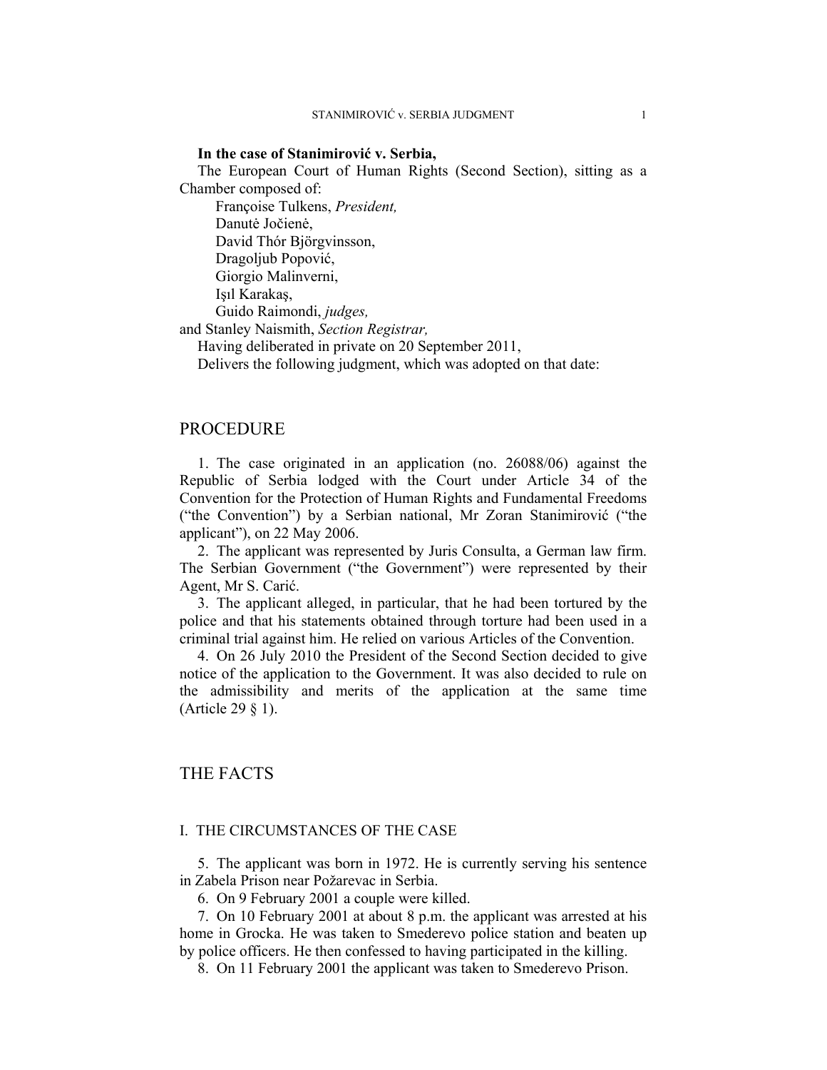**In the case of Stanimirović v. Serbia,**

The European Court of Human Rights (Second Section), sitting as a Chamber composed of:

Françoise Tulkens, *President,*
Danutė Jočienė,
David Thór Björgvinsson,
Dragoljub Popović,
Giorgio Malinverni,
Işıl Karakaş,
Guido Raimondi, *judges,*
and Stanley Naismith, *Section Registrar,*

Having deliberated in private on 20 September 2011,

Delivers the following judgment, which was adopted on that date:

# PROCEDURE

1. The case originated in an application (no. 26088/06) against the Republic of Serbia lodged with the Court under Article 34 of the Convention for the Protection of Human Rights and Fundamental Freedoms ("the Convention") by a Serbian national, Mr Zoran Stanimirović ("the applicant"), on 22 May 2006.

2. The applicant was represented by Juris Consulta, a German law firm. The Serbian Government ("the Government") were represented by their Agent, Mr S. Carić.

3. The applicant alleged, in particular, that he had been tortured by the police and that his statements obtained through torture had been used in a criminal trial against him. He relied on various Articles of the Convention.

4. On 26 July 2010 the President of the Second Section decided to give notice of the application to the Government. It was also decided to rule on the admissibility and merits of the application at the same time (Article 29 § 1).

# THE FACTS

## I. THE CIRCUMSTANCES OF THE CASE

5. The applicant was born in 1972. He is currently serving his sentence in Zabela Prison near Požarevac in Serbia.

6. On 9 February 2001 a couple were killed.

7. On 10 February 2001 at about 8 p.m. the applicant was arrested at his home in Grocka. He was taken to Smederevo police station and beaten up by police officers. He then confessed to having participated in the killing.

8. On 11 February 2001 the applicant was taken to Smederevo Prison.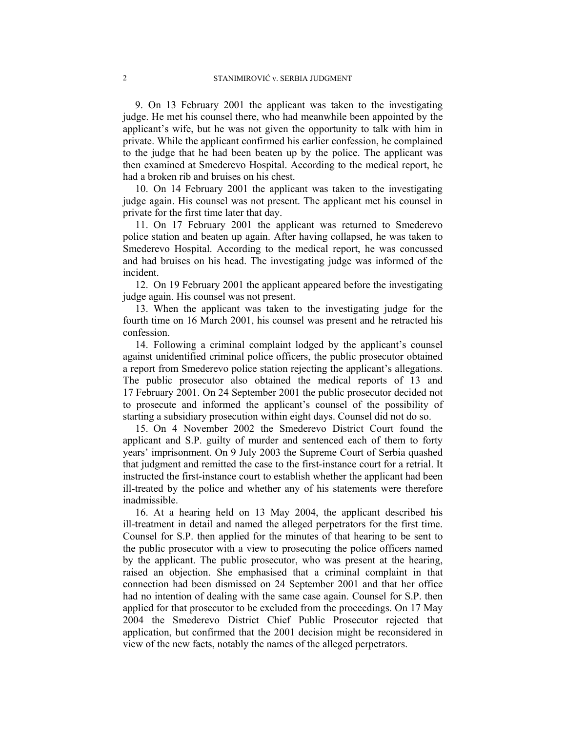9. On 13 February 2001 the applicant was taken to the investigating judge. He met his counsel there, who had meanwhile been appointed by the applicant's wife, but he was not given the opportunity to talk with him in private. While the applicant confirmed his earlier confession, he complained to the judge that he had been beaten up by the police. The applicant was then examined at Smederevo Hospital. According to the medical report, he had a broken rib and bruises on his chest.

10. On 14 February 2001 the applicant was taken to the investigating judge again. His counsel was not present. The applicant met his counsel in private for the first time later that day.

11. On 17 February 2001 the applicant was returned to Smederevo police station and beaten up again. After having collapsed, he was taken to Smederevo Hospital. According to the medical report, he was concussed and had bruises on his head. The investigating judge was informed of the incident.

12. On 19 February 2001 the applicant appeared before the investigating judge again. His counsel was not present.

13. When the applicant was taken to the investigating judge for the fourth time on 16 March 2001, his counsel was present and he retracted his confession.

14. Following a criminal complaint lodged by the applicant's counsel against unidentified criminal police officers, the public prosecutor obtained a report from Smederevo police station rejecting the applicant's allegations. The public prosecutor also obtained the medical reports of 13 and 17 February 2001. On 24 September 2001 the public prosecutor decided not to prosecute and informed the applicant's counsel of the possibility of starting a subsidiary prosecution within eight days. Counsel did not do so.

15. On 4 November 2002 the Smederevo District Court found the applicant and S.P. guilty of murder and sentenced each of them to forty years' imprisonment. On 9 July 2003 the Supreme Court of Serbia quashed that judgment and remitted the case to the first-instance court for a retrial. It instructed the first-instance court to establish whether the applicant had been ill-treated by the police and whether any of his statements were therefore inadmissible.

16. At a hearing held on 13 May 2004, the applicant described his ill-treatment in detail and named the alleged perpetrators for the first time. Counsel for S.P. then applied for the minutes of that hearing to be sent to the public prosecutor with a view to prosecuting the police officers named by the applicant. The public prosecutor, who was present at the hearing, raised an objection. She emphasised that a criminal complaint in that connection had been dismissed on 24 September 2001 and that her office had no intention of dealing with the same case again. Counsel for S.P. then applied for that prosecutor to be excluded from the proceedings. On 17 May 2004 the Smederevo District Chief Public Prosecutor rejected that application, but confirmed that the 2001 decision might be reconsidered in view of the new facts, notably the names of the alleged perpetrators.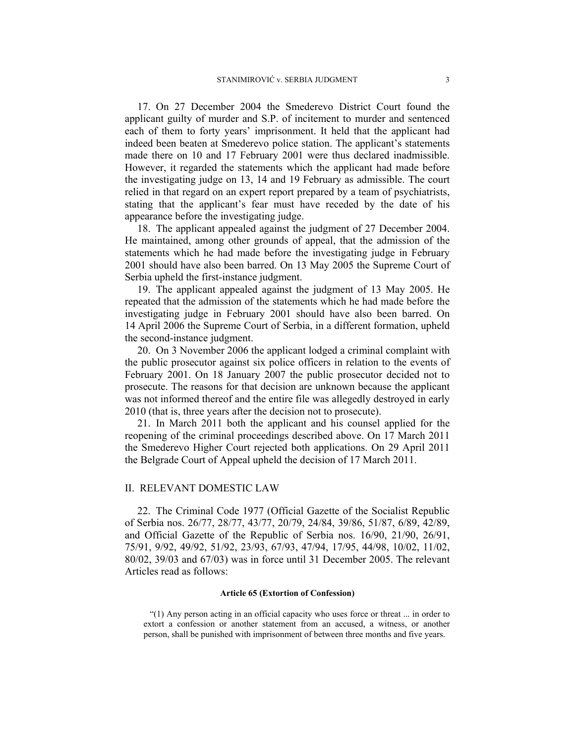17. On 27 December 2004 the Smederevo District Court found the applicant guilty of murder and S.P. of incitement to murder and sentenced each of them to forty years' imprisonment. It held that the applicant had indeed been beaten at Smederevo police station. The applicant's statements made there on 10 and 17 February 2001 were thus declared inadmissible. However, it regarded the statements which the applicant had made before the investigating judge on 13, 14 and 19 February as admissible. The court relied in that regard on an expert report prepared by a team of psychiatrists, stating that the applicant's fear must have receded by the date of his appearance before the investigating judge.

18. The applicant appealed against the judgment of 27 December 2004. He maintained, among other grounds of appeal, that the admission of the statements which he had made before the investigating judge in February 2001 should have also been barred. On 13 May 2005 the Supreme Court of Serbia upheld the first-instance judgment.

19. The applicant appealed against the judgment of 13 May 2005. He repeated that the admission of the statements which he had made before the investigating judge in February 2001 should have also been barred. On 14 April 2006 the Supreme Court of Serbia, in a different formation, upheld the second-instance judgment.

20. On 3 November 2006 the applicant lodged a criminal complaint with the public prosecutor against six police officers in relation to the events of February 2001. On 18 January 2007 the public prosecutor decided not to prosecute. The reasons for that decision are unknown because the applicant was not informed thereof and the entire file was allegedly destroyed in early 2010 (that is, three years after the decision not to prosecute).

21. In March 2011 both the applicant and his counsel applied for the reopening of the criminal proceedings described above. On 17 March 2011 the Smederevo Higher Court rejected both applications. On 29 April 2011 the Belgrade Court of Appeal upheld the decision of 17 March 2011.

## II. RELEVANT DOMESTIC LAW

22. The Criminal Code 1977 (Official Gazette of the Socialist Republic of Serbia nos. 26/77, 28/77, 43/77, 20/79, 24/84, 39/86, 51/87, 6/89, 42/89, and Official Gazette of the Republic of Serbia nos. 16/90, 21/90, 26/91, 75/91, 9/92, 49/92, 51/92, 23/93, 67/93, 47/94, 17/95, 44/98, 10/02, 11/02, 80/02, 39/03 and 67/03) was in force until 31 December 2005. The relevant Articles read as follows:

**Article 65 (Extortion of Confession)**

"(1) Any person acting in an official capacity who uses force or threat ... in order to extort a confession or another statement from an accused, a witness, or another person, shall be punished with imprisonment of between three months and five years.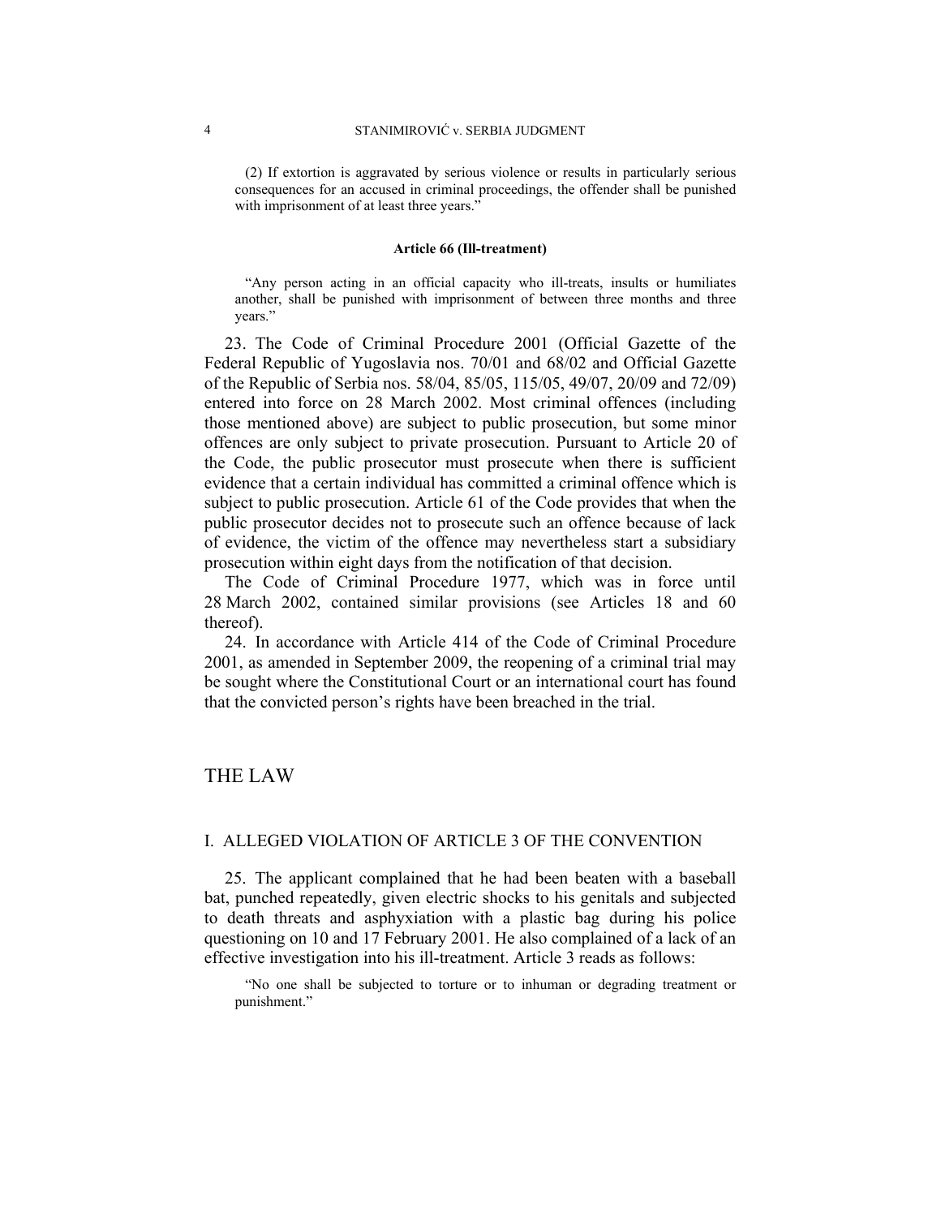> (2) If extortion is aggravated by serious violence or results in particularly serious consequences for an accused in criminal proceedings, the offender shall be punished with imprisonment of at least three years."

**Article 66 (Ill-treatment)**

> "Any person acting in an official capacity who ill-treats, insults or humiliates another, shall be punished with imprisonment of between three months and three years."

23. The Code of Criminal Procedure 2001 (Official Gazette of the Federal Republic of Yugoslavia nos. 70/01 and 68/02 and Official Gazette of the Republic of Serbia nos. 58/04, 85/05, 115/05, 49/07, 20/09 and 72/09) entered into force on 28 March 2002. Most criminal offences (including those mentioned above) are subject to public prosecution, but some minor offences are only subject to private prosecution. Pursuant to Article 20 of the Code, the public prosecutor must prosecute when there is sufficient evidence that a certain individual has committed a criminal offence which is subject to public prosecution. Article 61 of the Code provides that when the public prosecutor decides not to prosecute such an offence because of lack of evidence, the victim of the offence may nevertheless start a subsidiary prosecution within eight days from the notification of that decision.

The Code of Criminal Procedure 1977, which was in force until 28 March 2002, contained similar provisions (see Articles 18 and 60 thereof).

24. In accordance with Article 414 of the Code of Criminal Procedure 2001, as amended in September 2009, the reopening of a criminal trial may be sought where the Constitutional Court or an international court has found that the convicted person's rights have been breached in the trial.

# THE LAW

## I. ALLEGED VIOLATION OF ARTICLE 3 OF THE CONVENTION

25. The applicant complained that he had been beaten with a baseball bat, punched repeatedly, given electric shocks to his genitals and subjected to death threats and asphyxiation with a plastic bag during his police questioning on 10 and 17 February 2001. He also complained of a lack of an effective investigation into his ill-treatment. Article 3 reads as follows:

> "No one shall be subjected to torture or to inhuman or degrading treatment or punishment."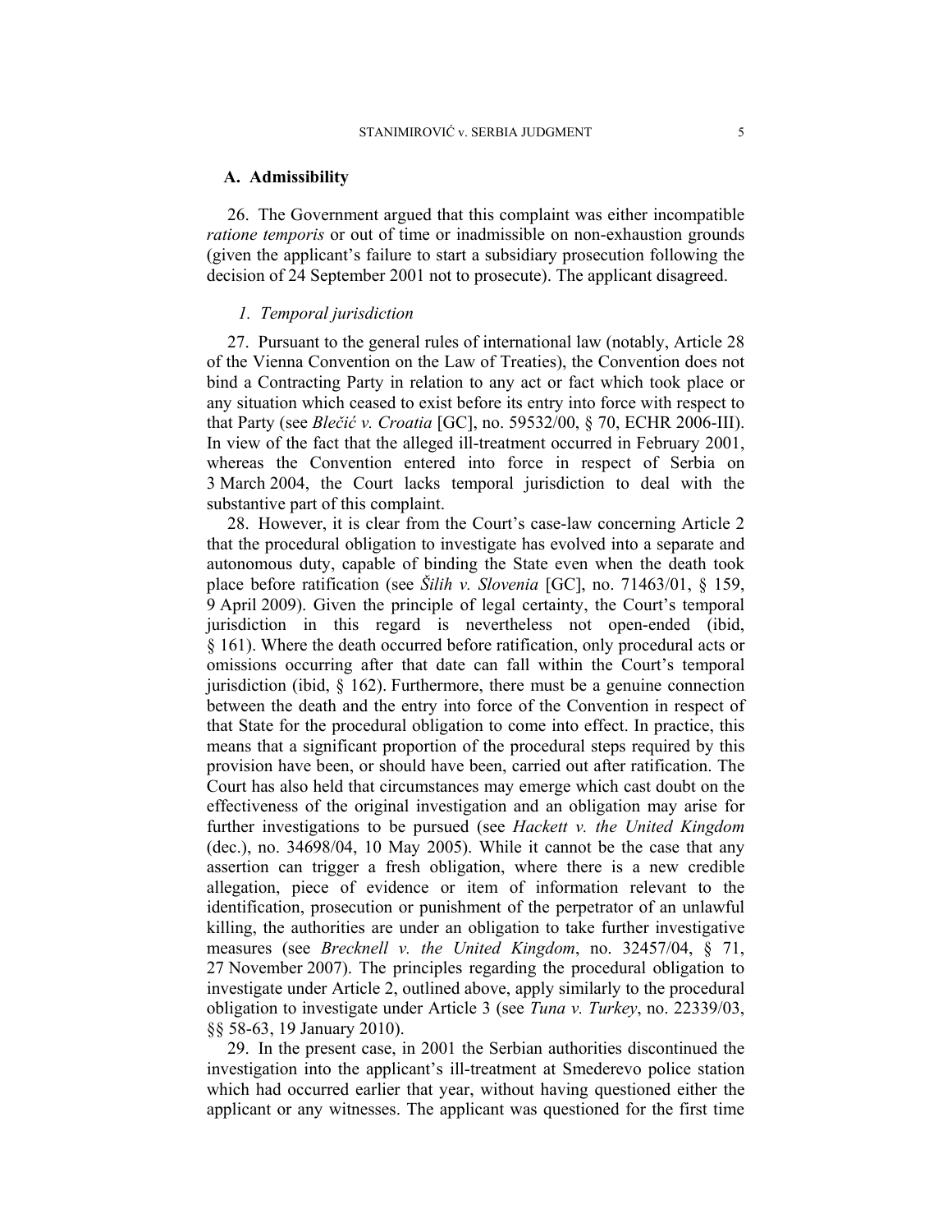### A. Admissibility

26. The Government argued that this complaint was either incompatible *ratione temporis* or out of time or inadmissible on non-exhaustion grounds (given the applicant's failure to start a subsidiary prosecution following the decision of 24 September 2001 not to prosecute). The applicant disagreed.

#### 1. Temporal jurisdiction

27. Pursuant to the general rules of international law (notably, Article 28 of the Vienna Convention on the Law of Treaties), the Convention does not bind a Contracting Party in relation to any act or fact which took place or any situation which ceased to exist before its entry into force with respect to that Party (see *Blečić v. Croatia* [GC], no. 59532/00, § 70, ECHR 2006-III). In view of the fact that the alleged ill-treatment occurred in February 2001, whereas the Convention entered into force in respect of Serbia on 3 March 2004, the Court lacks temporal jurisdiction to deal with the substantive part of this complaint.

28. However, it is clear from the Court's case-law concerning Article 2 that the procedural obligation to investigate has evolved into a separate and autonomous duty, capable of binding the State even when the death took place before ratification (see *Šilih v. Slovenia* [GC], no. 71463/01, § 159, 9 April 2009). Given the principle of legal certainty, the Court's temporal jurisdiction in this regard is nevertheless not open-ended (ibid, § 161). Where the death occurred before ratification, only procedural acts or omissions occurring after that date can fall within the Court's temporal jurisdiction (ibid, § 162). Furthermore, there must be a genuine connection between the death and the entry into force of the Convention in respect of that State for the procedural obligation to come into effect. In practice, this means that a significant proportion of the procedural steps required by this provision have been, or should have been, carried out after ratification. The Court has also held that circumstances may emerge which cast doubt on the effectiveness of the original investigation and an obligation may arise for further investigations to be pursued (see *Hackett v. the United Kingdom* (dec.), no. 34698/04, 10 May 2005). While it cannot be the case that any assertion can trigger a fresh obligation, where there is a new credible allegation, piece of evidence or item of information relevant to the identification, prosecution or punishment of the perpetrator of an unlawful killing, the authorities are under an obligation to take further investigative measures (see *Brecknell v. the United Kingdom*, no. 32457/04, § 71, 27 November 2007). The principles regarding the procedural obligation to investigate under Article 2, outlined above, apply similarly to the procedural obligation to investigate under Article 3 (see *Tuna v. Turkey*, no. 22339/03, §§ 58-63, 19 January 2010).

29. In the present case, in 2001 the Serbian authorities discontinued the investigation into the applicant's ill-treatment at Smederevo police station which had occurred earlier that year, without having questioned either the applicant or any witnesses. The applicant was questioned for the first time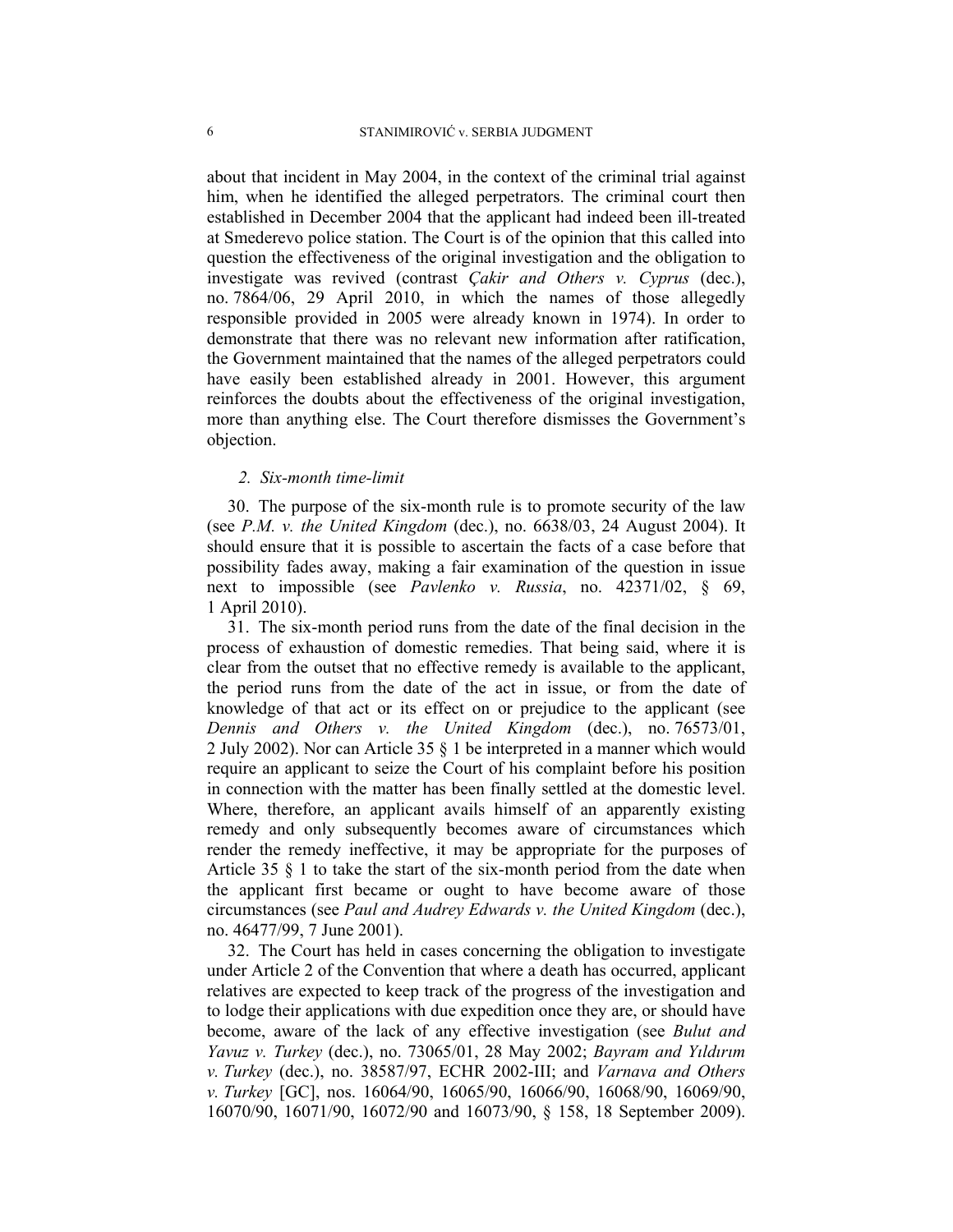about that incident in May 2004, in the context of the criminal trial against him, when he identified the alleged perpetrators. The criminal court then established in December 2004 that the applicant had indeed been ill-treated at Smederevo police station. The Court is of the opinion that this called into question the effectiveness of the original investigation and the obligation to investigate was revived (contrast *Çakir and Others v. Cyprus* (dec.), no. 7864/06, 29 April 2010, in which the names of those allegedly responsible provided in 2005 were already known in 1974). In order to demonstrate that there was no relevant new information after ratification, the Government maintained that the names of the alleged perpetrators could have easily been established already in 2001. However, this argument reinforces the doubts about the effectiveness of the original investigation, more than anything else. The Court therefore dismisses the Government's objection.

*2. Six-month time-limit*

30. The purpose of the six-month rule is to promote security of the law (see *P.M. v. the United Kingdom* (dec.), no. 6638/03, 24 August 2004). It should ensure that it is possible to ascertain the facts of a case before that possibility fades away, making a fair examination of the question in issue next to impossible (see *Pavlenko v. Russia*, no. 42371/02, § 69, 1 April 2010).

31. The six-month period runs from the date of the final decision in the process of exhaustion of domestic remedies. That being said, where it is clear from the outset that no effective remedy is available to the applicant, the period runs from the date of the act in issue, or from the date of knowledge of that act or its effect on or prejudice to the applicant (see *Dennis and Others v. the United Kingdom* (dec.), no. 76573/01, 2 July 2002). Nor can Article 35 § 1 be interpreted in a manner which would require an applicant to seize the Court of his complaint before his position in connection with the matter has been finally settled at the domestic level. Where, therefore, an applicant avails himself of an apparently existing remedy and only subsequently becomes aware of circumstances which render the remedy ineffective, it may be appropriate for the purposes of Article 35 § 1 to take the start of the six-month period from the date when the applicant first became or ought to have become aware of those circumstances (see *Paul and Audrey Edwards v. the United Kingdom* (dec.), no. 46477/99, 7 June 2001).

32. The Court has held in cases concerning the obligation to investigate under Article 2 of the Convention that where a death has occurred, applicant relatives are expected to keep track of the progress of the investigation and to lodge their applications with due expedition once they are, or should have become, aware of the lack of any effective investigation (see *Bulut and Yavuz v. Turkey* (dec.), no. 73065/01, 28 May 2002; *Bayram and Yıldırım v. Turkey* (dec.), no. 38587/97, ECHR 2002-III; and *Varnava and Others v. Turkey* [GC], nos. 16064/90, 16065/90, 16066/90, 16068/90, 16069/90, 16070/90, 16071/90, 16072/90 and 16073/90, § 158, 18 September 2009).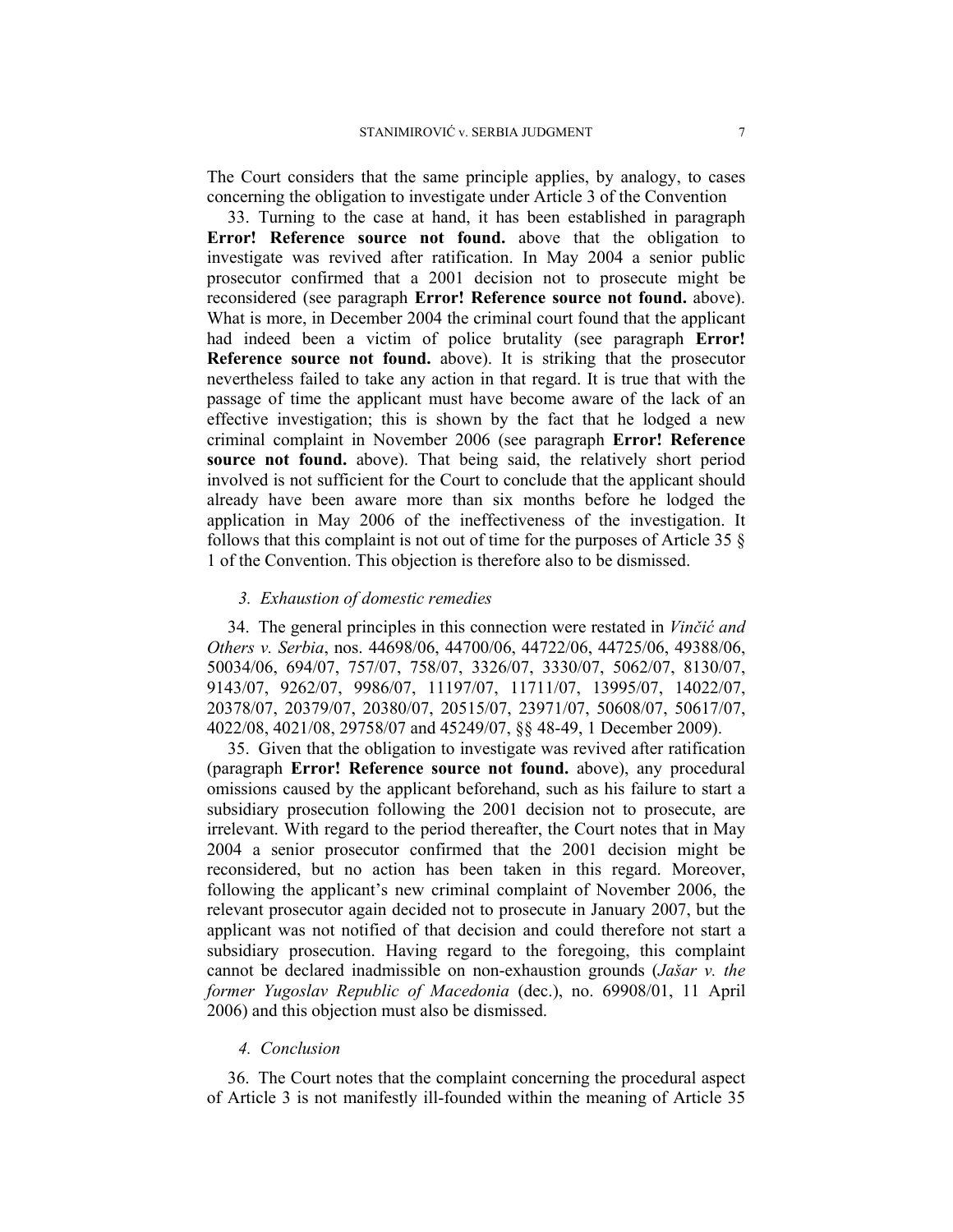The Court considers that the same principle applies, by analogy, to cases concerning the obligation to investigate under Article 3 of the Convention

33. Turning to the case at hand, it has been established in paragraph **Error! Reference source not found.** above that the obligation to investigate was revived after ratification. In May 2004 a senior public prosecutor confirmed that a 2001 decision not to prosecute might be reconsidered (see paragraph **Error! Reference source not found.** above). What is more, in December 2004 the criminal court found that the applicant had indeed been a victim of police brutality (see paragraph **Error! Reference source not found.** above). It is striking that the prosecutor nevertheless failed to take any action in that regard. It is true that with the passage of time the applicant must have become aware of the lack of an effective investigation; this is shown by the fact that he lodged a new criminal complaint in November 2006 (see paragraph **Error! Reference source not found.** above). That being said, the relatively short period involved is not sufficient for the Court to conclude that the applicant should already have been aware more than six months before he lodged the application in May 2006 of the ineffectiveness of the investigation. It follows that this complaint is not out of time for the purposes of Article 35 § 1 of the Convention. This objection is therefore also to be dismissed.

### *3. Exhaustion of domestic remedies*

34. The general principles in this connection were restated in *Vinčić and Others v. Serbia*, nos. 44698/06, 44700/06, 44722/06, 44725/06, 49388/06, 50034/06, 694/07, 757/07, 758/07, 3326/07, 3330/07, 5062/07, 8130/07, 9143/07, 9262/07, 9986/07, 11197/07, 11711/07, 13995/07, 14022/07, 20378/07, 20379/07, 20380/07, 20515/07, 23971/07, 50608/07, 50617/07, 4022/08, 4021/08, 29758/07 and 45249/07, §§ 48-49, 1 December 2009).

35. Given that the obligation to investigate was revived after ratification (paragraph **Error! Reference source not found.** above), any procedural omissions caused by the applicant beforehand, such as his failure to start a subsidiary prosecution following the 2001 decision not to prosecute, are irrelevant. With regard to the period thereafter, the Court notes that in May 2004 a senior prosecutor confirmed that the 2001 decision might be reconsidered, but no action has been taken in this regard. Moreover, following the applicant's new criminal complaint of November 2006, the relevant prosecutor again decided not to prosecute in January 2007, but the applicant was not notified of that decision and could therefore not start a subsidiary prosecution. Having regard to the foregoing, this complaint cannot be declared inadmissible on non-exhaustion grounds (*Jašar v. the former Yugoslav Republic of Macedonia* (dec.), no. 69908/01, 11 April 2006) and this objection must also be dismissed.

### *4. Conclusion*

36. The Court notes that the complaint concerning the procedural aspect of Article 3 is not manifestly ill-founded within the meaning of Article 35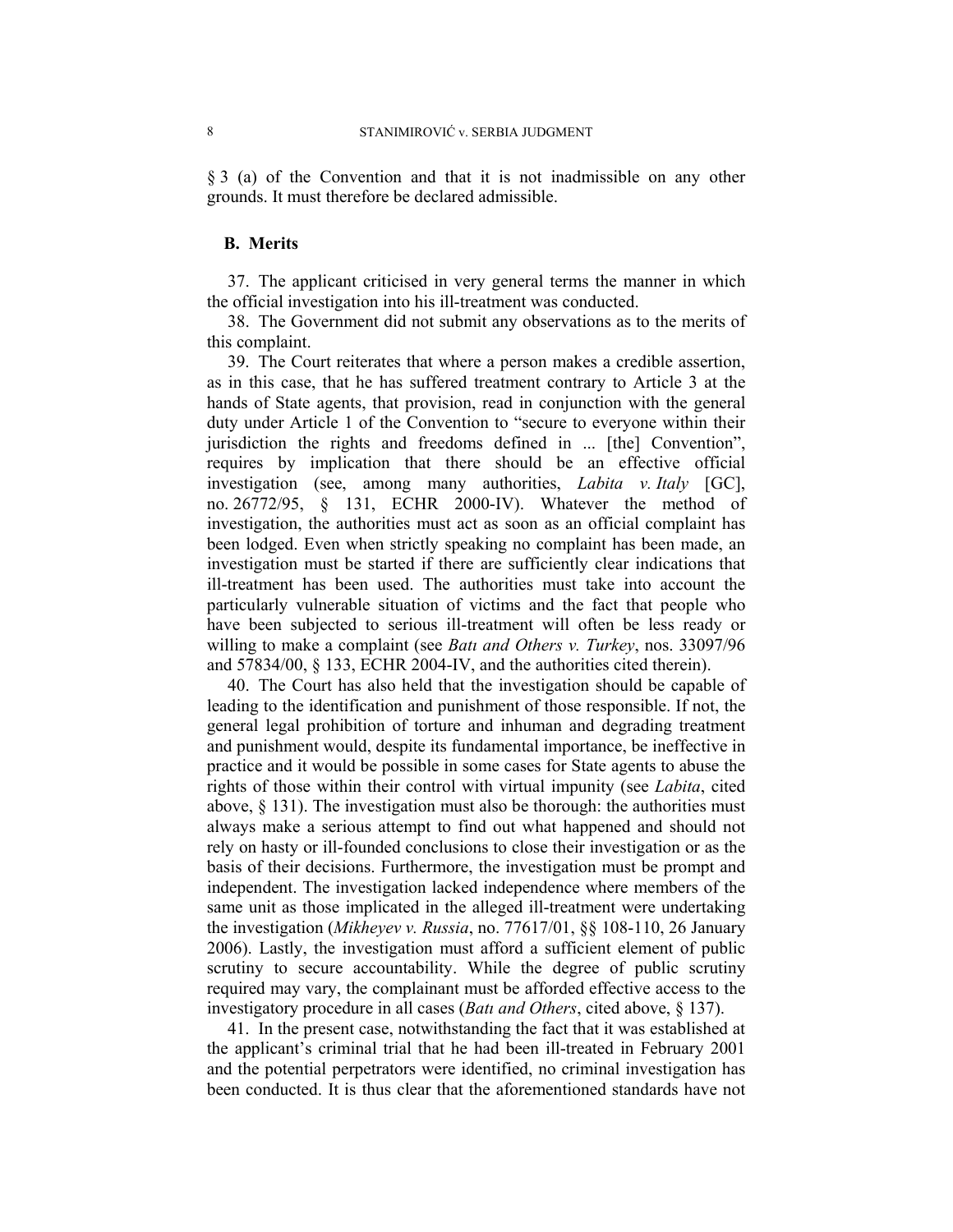§ 3 (a) of the Convention and that it is not inadmissible on any other grounds. It must therefore be declared admissible.

### B. Merits

37. The applicant criticised in very general terms the manner in which the official investigation into his ill-treatment was conducted.

38. The Government did not submit any observations as to the merits of this complaint.

39. The Court reiterates that where a person makes a credible assertion, as in this case, that he has suffered treatment contrary to Article 3 at the hands of State agents, that provision, read in conjunction with the general duty under Article 1 of the Convention to "secure to everyone within their jurisdiction the rights and freedoms defined in ... [the] Convention", requires by implication that there should be an effective official investigation (see, among many authorities, *Labita v. Italy* [GC], no. 26772/95, § 131, ECHR 2000-IV). Whatever the method of investigation, the authorities must act as soon as an official complaint has been lodged. Even when strictly speaking no complaint has been made, an investigation must be started if there are sufficiently clear indications that ill-treatment has been used. The authorities must take into account the particularly vulnerable situation of victims and the fact that people who have been subjected to serious ill-treatment will often be less ready or willing to make a complaint (see *Batı and Others v. Turkey*, nos. 33097/96 and 57834/00, § 133, ECHR 2004-IV, and the authorities cited therein).

40. The Court has also held that the investigation should be capable of leading to the identification and punishment of those responsible. If not, the general legal prohibition of torture and inhuman and degrading treatment and punishment would, despite its fundamental importance, be ineffective in practice and it would be possible in some cases for State agents to abuse the rights of those within their control with virtual impunity (see *Labita*, cited above, § 131). The investigation must also be thorough: the authorities must always make a serious attempt to find out what happened and should not rely on hasty or ill-founded conclusions to close their investigation or as the basis of their decisions. Furthermore, the investigation must be prompt and independent. The investigation lacked independence where members of the same unit as those implicated in the alleged ill-treatment were undertaking the investigation (*Mikheyev v. Russia*, no. 77617/01, §§ 108-110, 26 January 2006). Lastly, the investigation must afford a sufficient element of public scrutiny to secure accountability. While the degree of public scrutiny required may vary, the complainant must be afforded effective access to the investigatory procedure in all cases (*Batı and Others*, cited above, § 137).

41. In the present case, notwithstanding the fact that it was established at the applicant's criminal trial that he had been ill-treated in February 2001 and the potential perpetrators were identified, no criminal investigation has been conducted. It is thus clear that the aforementioned standards have not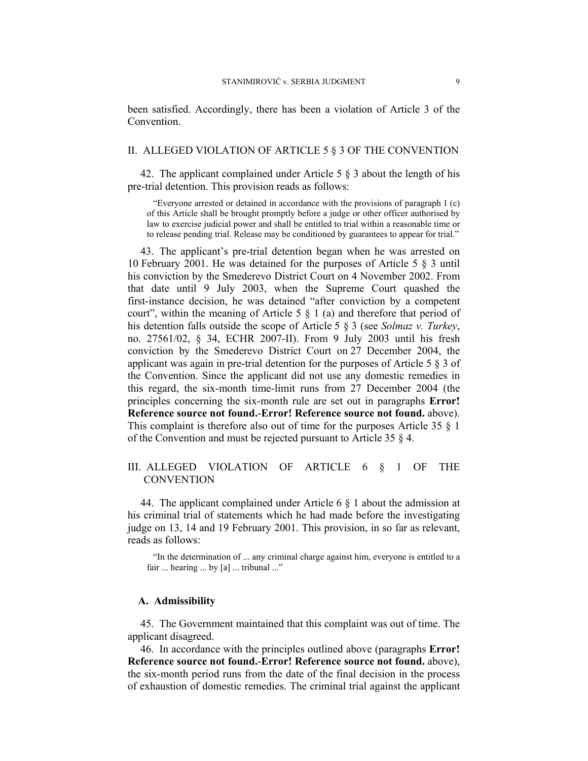been satisfied. Accordingly, there has been a violation of Article 3 of the Convention.

## II. ALLEGED VIOLATION OF ARTICLE 5 § 3 OF THE CONVENTION

42. The applicant complained under Article 5 § 3 about the length of his pre-trial detention. This provision reads as follows:

> "Everyone arrested or detained in accordance with the provisions of paragraph 1 (c) of this Article shall be brought promptly before a judge or other officer authorised by law to exercise judicial power and shall be entitled to trial within a reasonable time or to release pending trial. Release may be conditioned by guarantees to appear for trial."

43. The applicant's pre-trial detention began when he was arrested on 10 February 2001. He was detained for the purposes of Article 5 § 3 until his conviction by the Smederevo District Court on 4 November 2002. From that date until 9 July 2003, when the Supreme Court quashed the first-instance decision, he was detained "after conviction by a competent court", within the meaning of Article 5 § 1 (a) and therefore that period of his detention falls outside the scope of Article 5 § 3 (see *Solmaz v. Turkey*, no. 27561/02, § 34, ECHR 2007-II). From 9 July 2003 until his fresh conviction by the Smederevo District Court on 27 December 2004, the applicant was again in pre-trial detention for the purposes of Article 5 § 3 of the Convention. Since the applicant did not use any domestic remedies in this regard, the six-month time-limit runs from 27 December 2004 (the principles concerning the six-month rule are set out in paragraphs **Error! Reference source not found.**-**Error! Reference source not found.** above). This complaint is therefore also out of time for the purposes Article 35 § 1 of the Convention and must be rejected pursuant to Article 35 § 4.

## III. ALLEGED VIOLATION OF ARTICLE 6 § 1 OF THE CONVENTION

44. The applicant complained under Article 6 § 1 about the admission at his criminal trial of statements which he had made before the investigating judge on 13, 14 and 19 February 2001. This provision, in so far as relevant, reads as follows:

> "In the determination of ... any criminal charge against him, everyone is entitled to a fair ... hearing ... by [a] ... tribunal ..."

### A. Admissibility

45. The Government maintained that this complaint was out of time. The applicant disagreed.

46. In accordance with the principles outlined above (paragraphs **Error! Reference source not found.**-**Error! Reference source not found.** above), the six-month period runs from the date of the final decision in the process of exhaustion of domestic remedies. The criminal trial against the applicant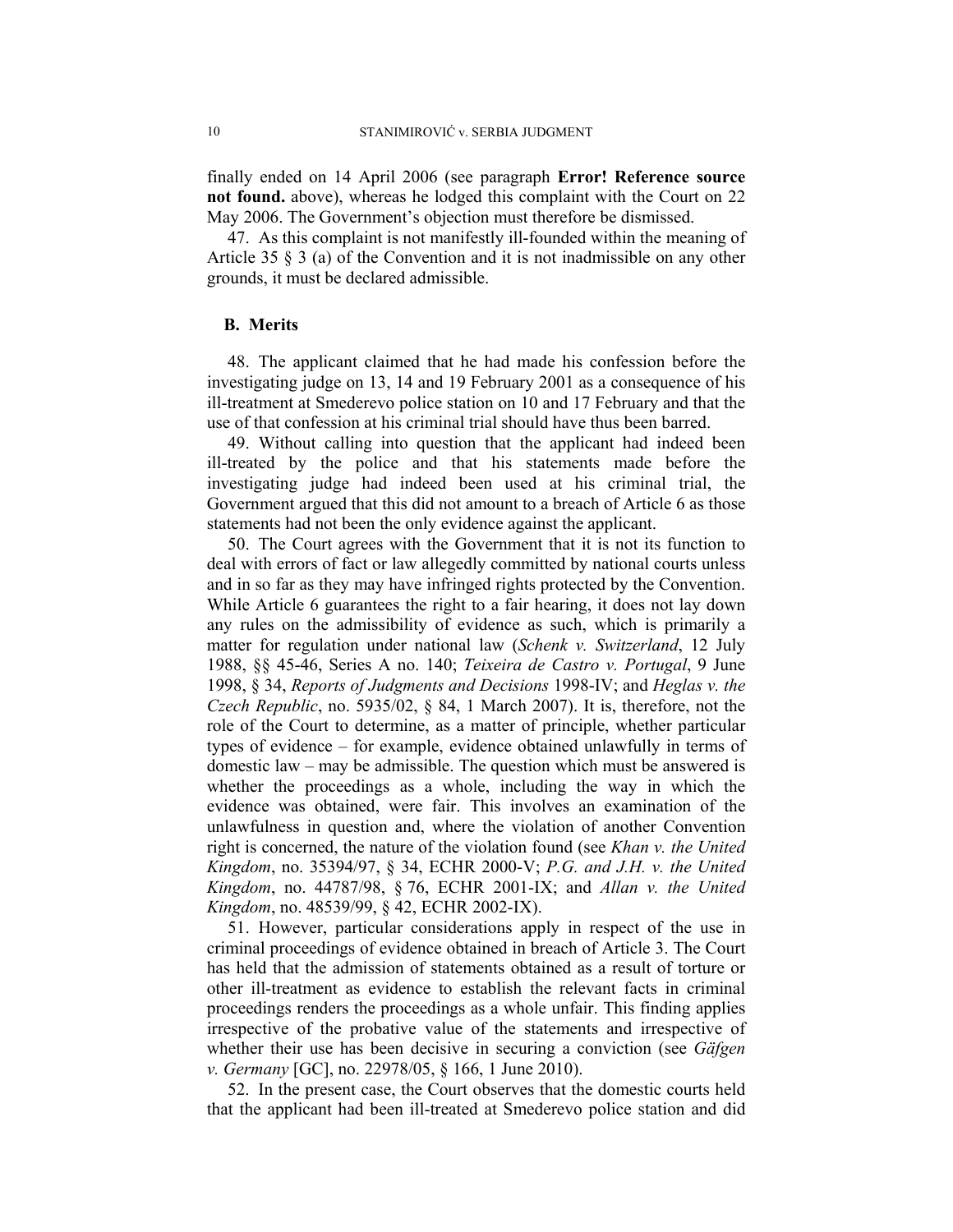finally ended on 14 April 2006 (see paragraph **Error! Reference source not found.** above), whereas he lodged this complaint with the Court on 22 May 2006. The Government's objection must therefore be dismissed.

47. As this complaint is not manifestly ill-founded within the meaning of Article 35 § 3 (a) of the Convention and it is not inadmissible on any other grounds, it must be declared admissible.

### B. Merits

48. The applicant claimed that he had made his confession before the investigating judge on 13, 14 and 19 February 2001 as a consequence of his ill-treatment at Smederevo police station on 10 and 17 February and that the use of that confession at his criminal trial should have thus been barred.

49. Without calling into question that the applicant had indeed been ill-treated by the police and that his statements made before the investigating judge had indeed been used at his criminal trial, the Government argued that this did not amount to a breach of Article 6 as those statements had not been the only evidence against the applicant.

50. The Court agrees with the Government that it is not its function to deal with errors of fact or law allegedly committed by national courts unless and in so far as they may have infringed rights protected by the Convention. While Article 6 guarantees the right to a fair hearing, it does not lay down any rules on the admissibility of evidence as such, which is primarily a matter for regulation under national law (*Schenk v. Switzerland*, 12 July 1988, §§ 45-46, Series A no. 140; *Teixeira de Castro v. Portugal*, 9 June 1998, § 34, *Reports of Judgments and Decisions* 1998-IV; and *Heglas v. the Czech Republic*, no. 5935/02, § 84, 1 March 2007). It is, therefore, not the role of the Court to determine, as a matter of principle, whether particular types of evidence – for example, evidence obtained unlawfully in terms of domestic law – may be admissible. The question which must be answered is whether the proceedings as a whole, including the way in which the evidence was obtained, were fair. This involves an examination of the unlawfulness in question and, where the violation of another Convention right is concerned, the nature of the violation found (see *Khan v. the United Kingdom*, no. 35394/97, § 34, ECHR 2000-V; *P.G. and J.H. v. the United Kingdom*, no. 44787/98, § 76, ECHR 2001-IX; and *Allan v. the United Kingdom*, no. 48539/99, § 42, ECHR 2002-IX).

51. However, particular considerations apply in respect of the use in criminal proceedings of evidence obtained in breach of Article 3. The Court has held that the admission of statements obtained as a result of torture or other ill-treatment as evidence to establish the relevant facts in criminal proceedings renders the proceedings as a whole unfair. This finding applies irrespective of the probative value of the statements and irrespective of whether their use has been decisive in securing a conviction (see *Gäfgen v. Germany* [GC], no. 22978/05, § 166, 1 June 2010).

52. In the present case, the Court observes that the domestic courts held that the applicant had been ill-treated at Smederevo police station and did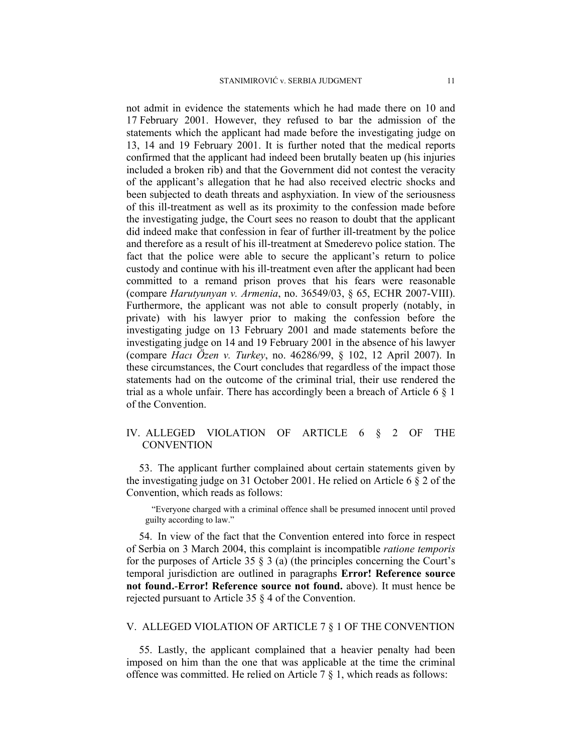not admit in evidence the statements which he had made there on 10 and 17 February 2001. However, they refused to bar the admission of the statements which the applicant had made before the investigating judge on 13, 14 and 19 February 2001. It is further noted that the medical reports confirmed that the applicant had indeed been brutally beaten up (his injuries included a broken rib) and that the Government did not contest the veracity of the applicant's allegation that he had also received electric shocks and been subjected to death threats and asphyxiation. In view of the seriousness of this ill-treatment as well as its proximity to the confession made before the investigating judge, the Court sees no reason to doubt that the applicant did indeed make that confession in fear of further ill-treatment by the police and therefore as a result of his ill-treatment at Smederevo police station. The fact that the police were able to secure the applicant's return to police custody and continue with his ill-treatment even after the applicant had been committed to a remand prison proves that his fears were reasonable (compare *Harutyunyan v. Armenia*, no. 36549/03, § 65, ECHR 2007-VIII). Furthermore, the applicant was not able to consult properly (notably, in private) with his lawyer prior to making the confession before the investigating judge on 13 February 2001 and made statements before the investigating judge on 14 and 19 February 2001 in the absence of his lawyer (compare *Hacı Özen v. Turkey*, no. 46286/99, § 102, 12 April 2007). In these circumstances, the Court concludes that regardless of the impact those statements had on the outcome of the criminal trial, their use rendered the trial as a whole unfair. There has accordingly been a breach of Article 6 § 1 of the Convention.

## IV. ALLEGED VIOLATION OF ARTICLE 6 § 2 OF THE CONVENTION

53. The applicant further complained about certain statements given by the investigating judge on 31 October 2001. He relied on Article 6 § 2 of the Convention, which reads as follows:

> "Everyone charged with a criminal offence shall be presumed innocent until proved guilty according to law."

54. In view of the fact that the Convention entered into force in respect of Serbia on 3 March 2004, this complaint is incompatible *ratione temporis* for the purposes of Article 35 § 3 (a) (the principles concerning the Court's temporal jurisdiction are outlined in paragraphs **Error! Reference source not found.**-**Error! Reference source not found.** above). It must hence be rejected pursuant to Article 35 § 4 of the Convention.

## V. ALLEGED VIOLATION OF ARTICLE 7 § 1 OF THE CONVENTION

55. Lastly, the applicant complained that a heavier penalty had been imposed on him than the one that was applicable at the time the criminal offence was committed. He relied on Article 7 § 1, which reads as follows: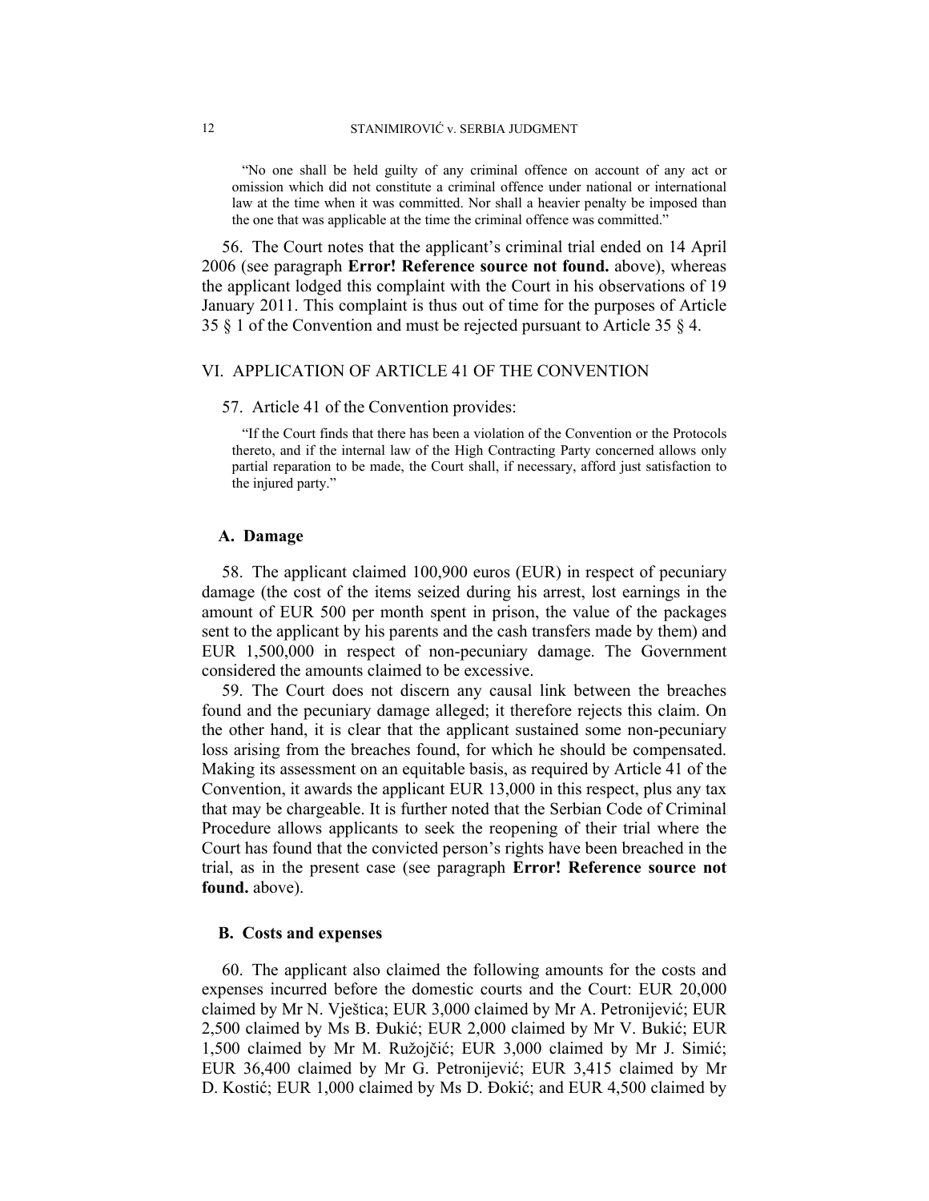> "No one shall be held guilty of any criminal offence on account of any act or omission which did not constitute a criminal offence under national or international law at the time when it was committed. Nor shall a heavier penalty be imposed than the one that was applicable at the time the criminal offence was committed."

56. The Court notes that the applicant's criminal trial ended on 14 April 2006 (see paragraph **Error! Reference source not found.** above), whereas the applicant lodged this complaint with the Court in his observations of 19 January 2011. This complaint is thus out of time for the purposes of Article 35 § 1 of the Convention and must be rejected pursuant to Article 35 § 4.

## VI. APPLICATION OF ARTICLE 41 OF THE CONVENTION

57. Article 41 of the Convention provides:

> "If the Court finds that there has been a violation of the Convention or the Protocols thereto, and if the internal law of the High Contracting Party concerned allows only partial reparation to be made, the Court shall, if necessary, afford just satisfaction to the injured party."

### A. Damage

58. The applicant claimed 100,900 euros (EUR) in respect of pecuniary damage (the cost of the items seized during his arrest, lost earnings in the amount of EUR 500 per month spent in prison, the value of the packages sent to the applicant by his parents and the cash transfers made by them) and EUR 1,500,000 in respect of non-pecuniary damage. The Government considered the amounts claimed to be excessive.

59. The Court does not discern any causal link between the breaches found and the pecuniary damage alleged; it therefore rejects this claim. On the other hand, it is clear that the applicant sustained some non-pecuniary loss arising from the breaches found, for which he should be compensated. Making its assessment on an equitable basis, as required by Article 41 of the Convention, it awards the applicant EUR 13,000 in this respect, plus any tax that may be chargeable. It is further noted that the Serbian Code of Criminal Procedure allows applicants to seek the reopening of their trial where the Court has found that the convicted person's rights have been breached in the trial, as in the present case (see paragraph **Error! Reference source not found.** above).

### B. Costs and expenses

60. The applicant also claimed the following amounts for the costs and expenses incurred before the domestic courts and the Court: EUR 20,000 claimed by Mr N. Vještica; EUR 3,000 claimed by Mr A. Petronijević; EUR 2,500 claimed by Ms B. Đukić; EUR 2,000 claimed by Mr V. Bukić; EUR 1,500 claimed by Mr M. Ružojčić; EUR 3,000 claimed by Mr J. Simić; EUR 36,400 claimed by Mr G. Petronijević; EUR 3,415 claimed by Mr D. Kostić; EUR 1,000 claimed by Ms D. Đokić; and EUR 4,500 claimed by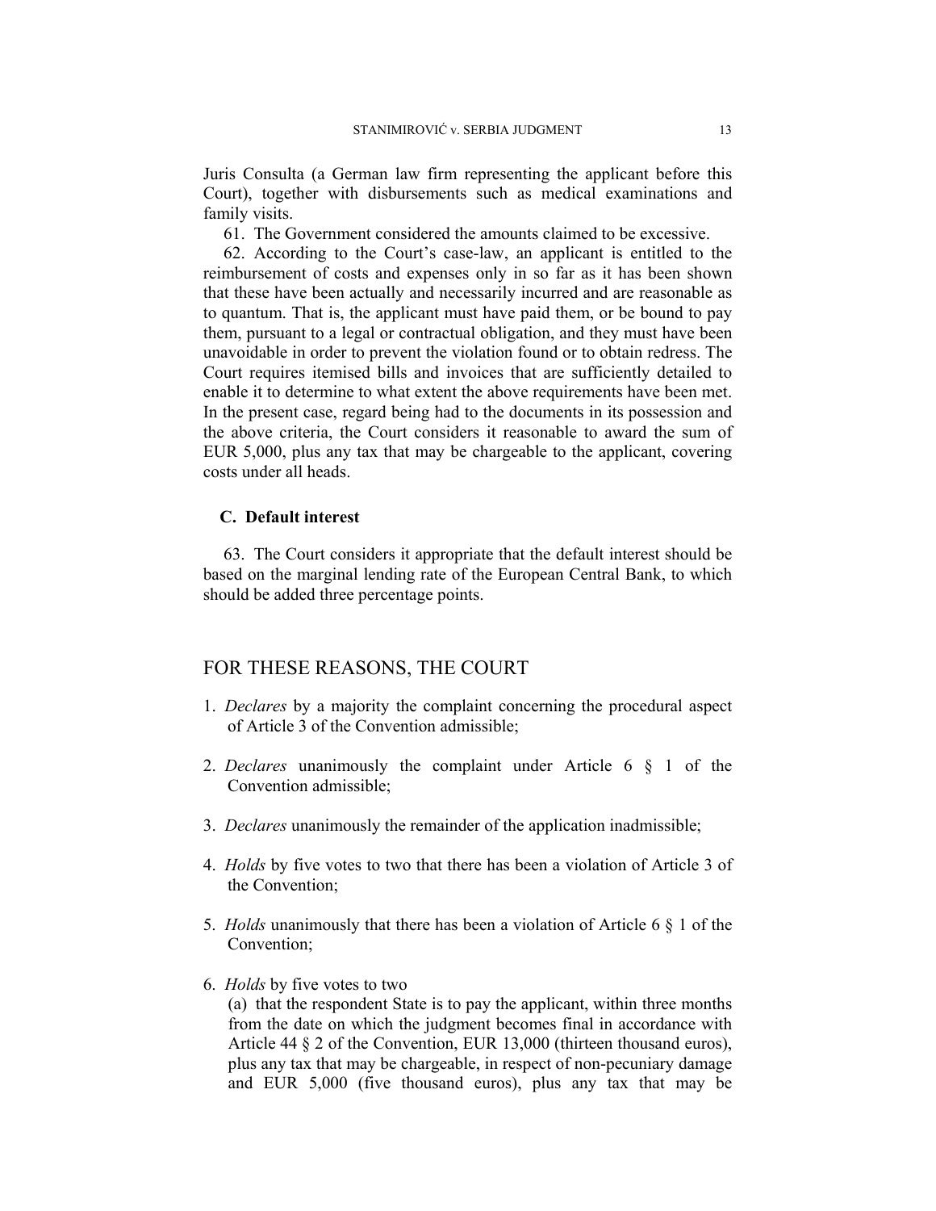Juris Consulta (a German law firm representing the applicant before this Court), together with disbursements such as medical examinations and family visits.

61. The Government considered the amounts claimed to be excessive.

62. According to the Court's case-law, an applicant is entitled to the reimbursement of costs and expenses only in so far as it has been shown that these have been actually and necessarily incurred and are reasonable as to quantum. That is, the applicant must have paid them, or be bound to pay them, pursuant to a legal or contractual obligation, and they must have been unavoidable in order to prevent the violation found or to obtain redress. The Court requires itemised bills and invoices that are sufficiently detailed to enable it to determine to what extent the above requirements have been met. In the present case, regard being had to the documents in its possession and the above criteria, the Court considers it reasonable to award the sum of EUR 5,000, plus any tax that may be chargeable to the applicant, covering costs under all heads.

### C. Default interest

63. The Court considers it appropriate that the default interest should be based on the marginal lending rate of the European Central Bank, to which should be added three percentage points.

## FOR THESE REASONS, THE COURT

1. *Declares* by a majority the complaint concerning the procedural aspect of Article 3 of the Convention admissible;

2. *Declares* unanimously the complaint under Article 6 § 1 of the Convention admissible;

3. *Declares* unanimously the remainder of the application inadmissible;

4. *Holds* by five votes to two that there has been a violation of Article 3 of the Convention;

5. *Holds* unanimously that there has been a violation of Article 6 § 1 of the Convention;

6. *Holds* by five votes to two

   (a) that the respondent State is to pay the applicant, within three months from the date on which the judgment becomes final in accordance with Article 44 § 2 of the Convention, EUR 13,000 (thirteen thousand euros), plus any tax that may be chargeable, in respect of non-pecuniary damage and EUR 5,000 (five thousand euros), plus any tax that may be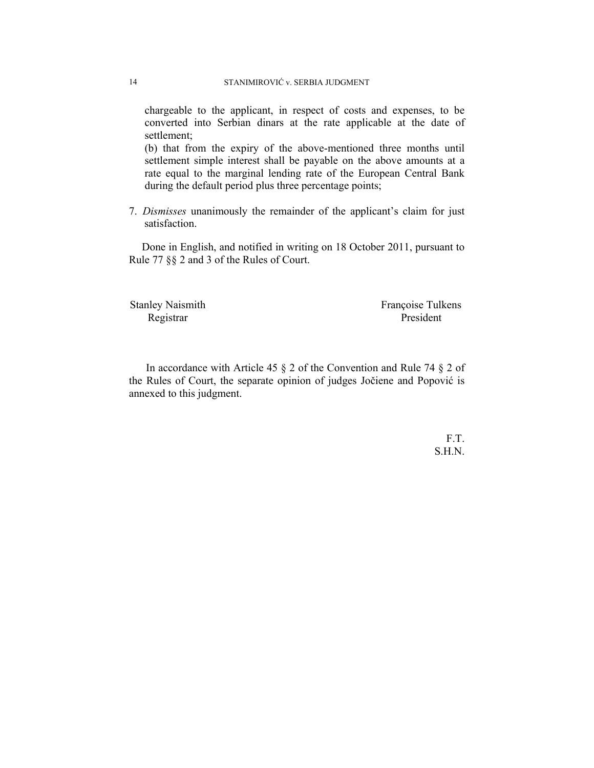chargeable to the applicant, in respect of costs and expenses, to be converted into Serbian dinars at the rate applicable at the date of settlement;

(b) that from the expiry of the above-mentioned three months until settlement simple interest shall be payable on the above amounts at a rate equal to the marginal lending rate of the European Central Bank during the default period plus three percentage points;

7. *Dismisses* unanimously the remainder of the applicant's claim for just satisfaction.

Done in English, and notified in writing on 18 October 2011, pursuant to Rule 77 §§ 2 and 3 of the Rules of Court.

Stanley Naismith
Registrar

Françoise Tulkens
President

In accordance with Article 45 § 2 of the Convention and Rule 74 § 2 of the Rules of Court, the separate opinion of judges Jočiene and Popović is annexed to this judgment.

F.T.
S.H.N.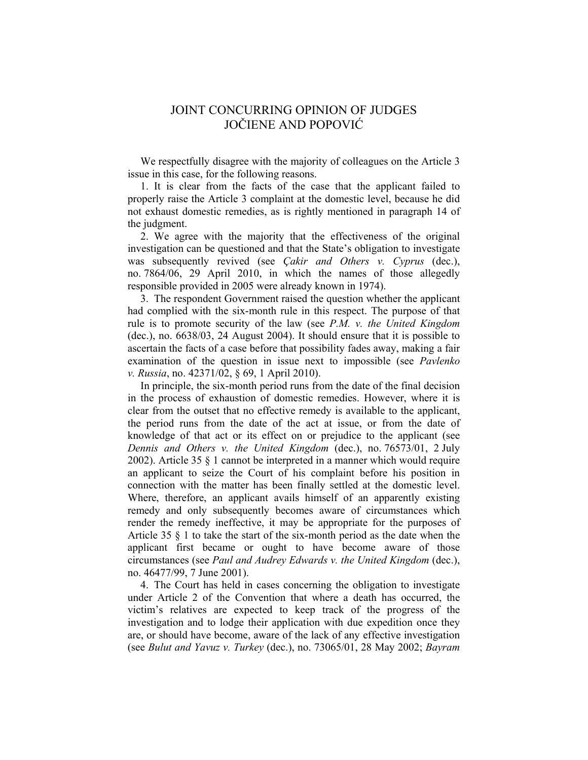# JOINT CONCURRING OPINION OF JUDGES JOČIENE AND POPOVIĆ

We respectfully disagree with the majority of colleagues on the Article 3 issue in this case, for the following reasons.

1. It is clear from the facts of the case that the applicant failed to properly raise the Article 3 complaint at the domestic level, because he did not exhaust domestic remedies, as is rightly mentioned in paragraph 14 of the judgment.

2. We agree with the majority that the effectiveness of the original investigation can be questioned and that the State's obligation to investigate was subsequently revived (see *Çakir and Others v. Cyprus* (dec.), no. 7864/06, 29 April 2010, in which the names of those allegedly responsible provided in 2005 were already known in 1974).

3. The respondent Government raised the question whether the applicant had complied with the six-month rule in this respect. The purpose of that rule is to promote security of the law (see *P.M. v. the United Kingdom* (dec.), no. 6638/03, 24 August 2004). It should ensure that it is possible to ascertain the facts of a case before that possibility fades away, making a fair examination of the question in issue next to impossible (see *Pavlenko v. Russia*, no. 42371/02, § 69, 1 April 2010).

In principle, the six-month period runs from the date of the final decision in the process of exhaustion of domestic remedies. However, where it is clear from the outset that no effective remedy is available to the applicant, the period runs from the date of the act at issue, or from the date of knowledge of that act or its effect on or prejudice to the applicant (see *Dennis and Others v. the United Kingdom* (dec.), no. 76573/01, 2 July 2002). Article 35 § 1 cannot be interpreted in a manner which would require an applicant to seize the Court of his complaint before his position in connection with the matter has been finally settled at the domestic level. Where, therefore, an applicant avails himself of an apparently existing remedy and only subsequently becomes aware of circumstances which render the remedy ineffective, it may be appropriate for the purposes of Article 35 § 1 to take the start of the six-month period as the date when the applicant first became or ought to have become aware of those circumstances (see *Paul and Audrey Edwards v. the United Kingdom* (dec.), no. 46477/99, 7 June 2001).

4. The Court has held in cases concerning the obligation to investigate under Article 2 of the Convention that where a death has occurred, the victim's relatives are expected to keep track of the progress of the investigation and to lodge their application with due expedition once they are, or should have become, aware of the lack of any effective investigation (see *Bulut and Yavuz v. Turkey* (dec.), no. 73065/01, 28 May 2002; *Bayram*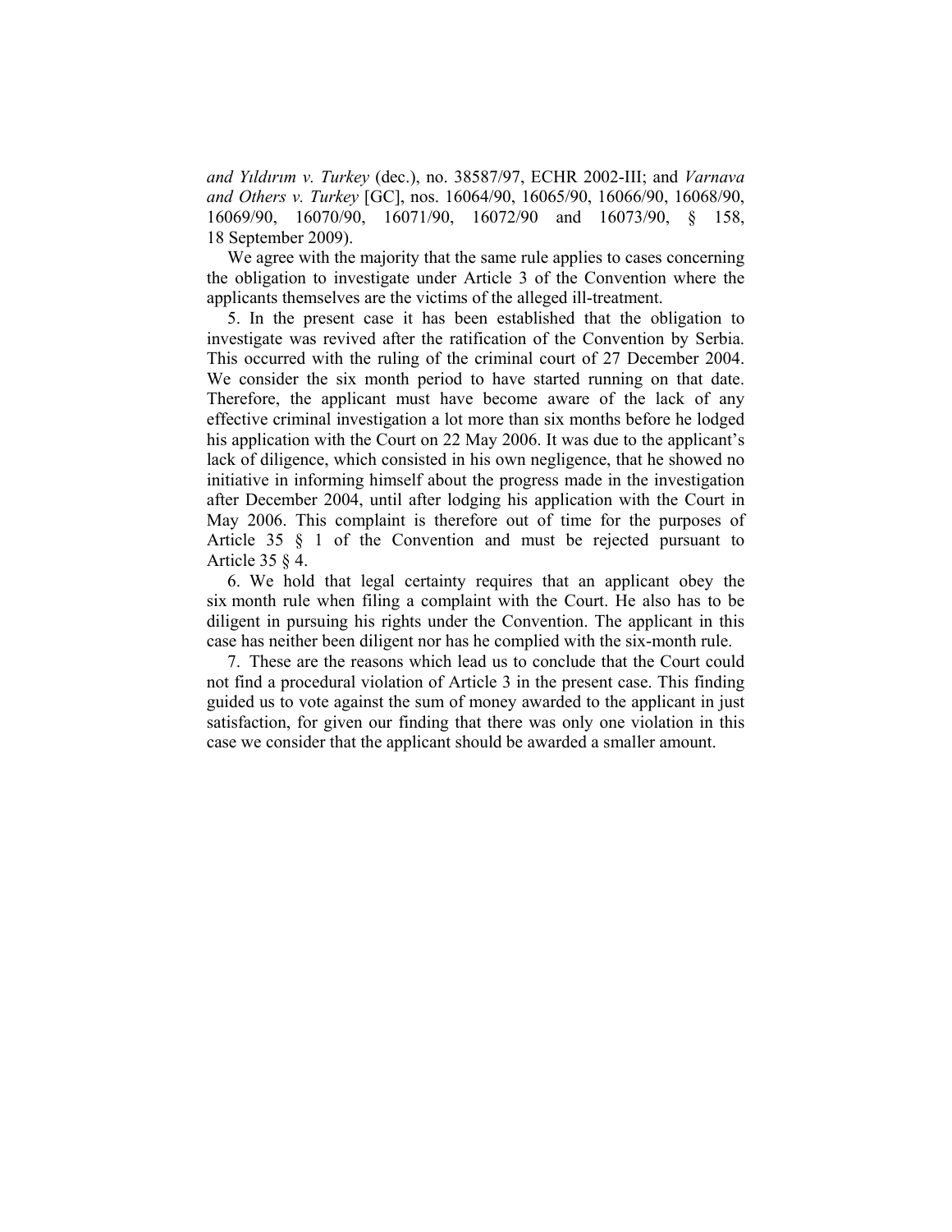*and Yıldırım v. Turkey* (dec.), no. 38587/97, ECHR 2002-III; and *Varnava and Others v. Turkey* [GC], nos. 16064/90, 16065/90, 16066/90, 16068/90, 16069/90, 16070/90, 16071/90, 16072/90 and 16073/90, § 158, 18 September 2009).

We agree with the majority that the same rule applies to cases concerning the obligation to investigate under Article 3 of the Convention where the applicants themselves are the victims of the alleged ill-treatment.

5. In the present case it has been established that the obligation to investigate was revived after the ratification of the Convention by Serbia. This occurred with the ruling of the criminal court of 27 December 2004. We consider the six month period to have started running on that date. Therefore, the applicant must have become aware of the lack of any effective criminal investigation a lot more than six months before he lodged his application with the Court on 22 May 2006. It was due to the applicant's lack of diligence, which consisted in his own negligence, that he showed no initiative in informing himself about the progress made in the investigation after December 2004, until after lodging his application with the Court in May 2006. This complaint is therefore out of time for the purposes of Article 35 § 1 of the Convention and must be rejected pursuant to Article 35 § 4.

6. We hold that legal certainty requires that an applicant obey the six month rule when filing a complaint with the Court. He also has to be diligent in pursuing his rights under the Convention. The applicant in this case has neither been diligent nor has he complied with the six-month rule.

7. These are the reasons which lead us to conclude that the Court could not find a procedural violation of Article 3 in the present case. This finding guided us to vote against the sum of money awarded to the applicant in just satisfaction, for given our finding that there was only one violation in this case we consider that the applicant should be awarded a smaller amount.